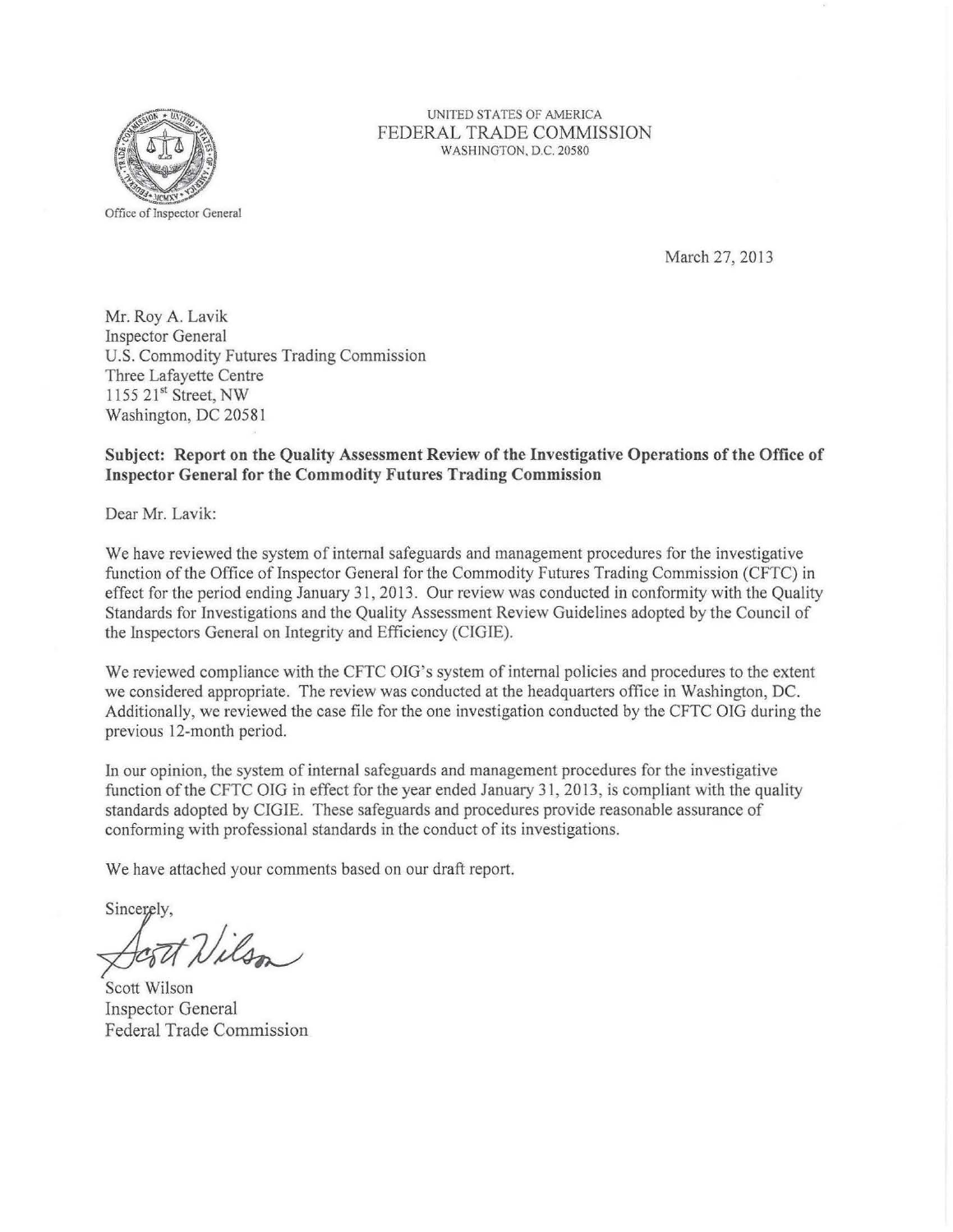Office of Inspector General

UNITED STATES OF AMERICA
FEDERAL TRADE COMMISSION
WASHINGTON, D.C. 20580

March 27, 2013

Mr. Roy A. Lavik
Inspector General
U.S. Commodity Futures Trading Commission
Three Lafayette Centre
1155 21st Street, NW
Washington, DC 20581

**Subject: Report on the Quality Assessment Review of the Investigative Operations of the Office of Inspector General for the Commodity Futures Trading Commission**

Dear Mr. Lavik:

We have reviewed the system of internal safeguards and management procedures for the investigative function of the Office of Inspector General for the Commodity Futures Trading Commission (CFTC) in effect for the period ending January 31, 2013. Our review was conducted in conformity with the Quality Standards for Investigations and the Quality Assessment Review Guidelines adopted by the Council of the Inspectors General on Integrity and Efficiency (CIGIE).

We reviewed compliance with the CFTC OIG's system of internal policies and procedures to the extent we considered appropriate. The review was conducted at the headquarters office in Washington, DC. Additionally, we reviewed the case file for the one investigation conducted by the CFTC OIG during the previous 12-month period.

In our opinion, the system of internal safeguards and management procedures for the investigative function of the CFTC OIG in effect for the year ended January 31, 2013, is compliant with the quality standards adopted by CIGIE. These safeguards and procedures provide reasonable assurance of conforming with professional standards in the conduct of its investigations.

We have attached your comments based on our draft report.

Sincerely,

Scott Wilson
Inspector General
Federal Trade Commission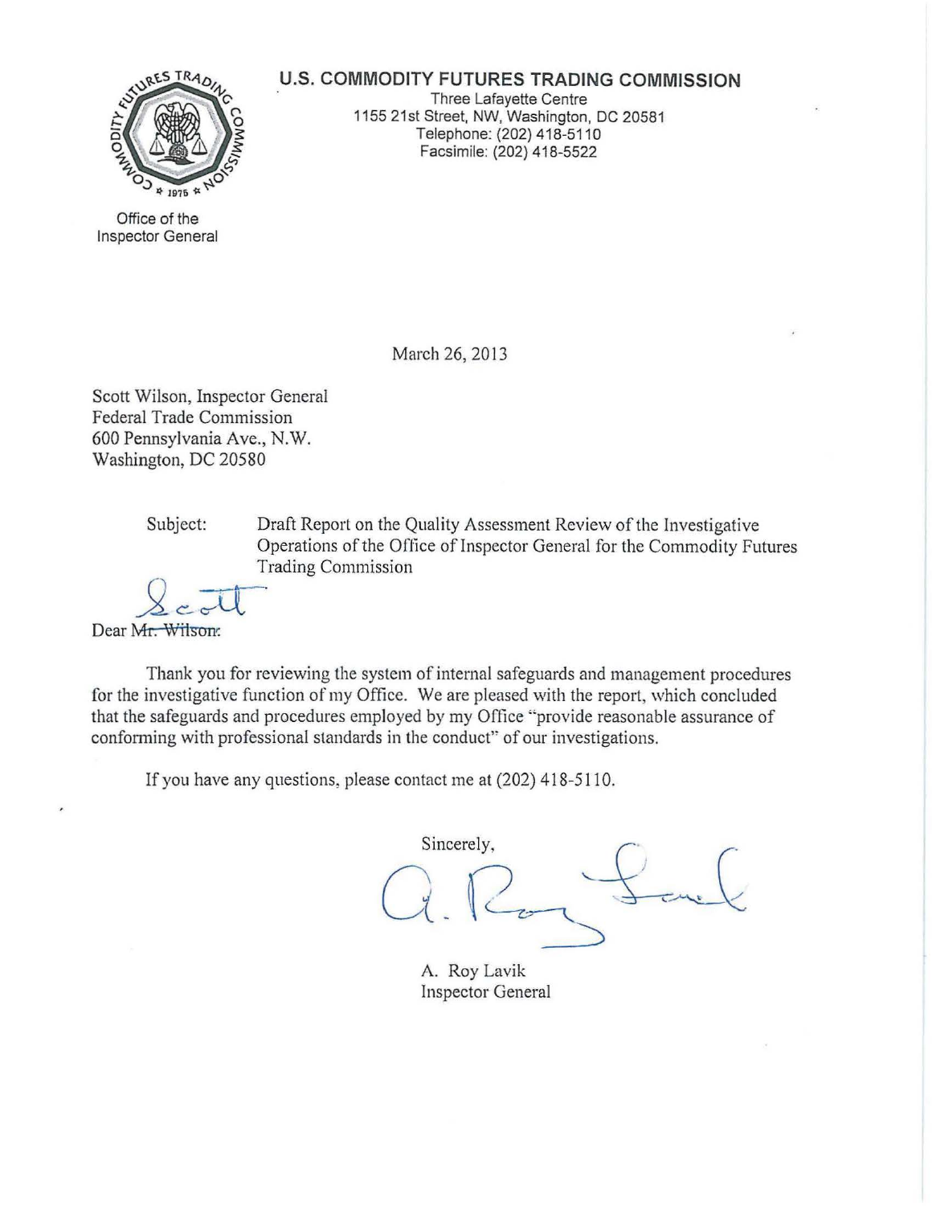**U.S. COMMODITY FUTURES TRADING COMMISSION**

Three Lafayette Centre
1155 21st Street, NW, Washington, DC 20581
Telephone: (202) 418-5110
Facsimile: (202) 418-5522

Office of the Inspector General

March 26, 2013

Scott Wilson, Inspector General
Federal Trade Commission
600 Pennsylvania Ave., N.W.
Washington, DC 20580

Subject: Draft Report on the Quality Assessment Review of the Investigative Operations of the Office of Inspector General for the Commodity Futures Trading Commission

Dear ~~Mr. Wilson~~: Scott

Thank you for reviewing the system of internal safeguards and management procedures for the investigative function of my Office. We are pleased with the report, which concluded that the safeguards and procedures employed by my Office "provide reasonable assurance of conforming with professional standards in the conduct" of our investigations.

If you have any questions, please contact me at (202) 418-5110.

Sincerely,

A. Roy Lavik
Inspector General